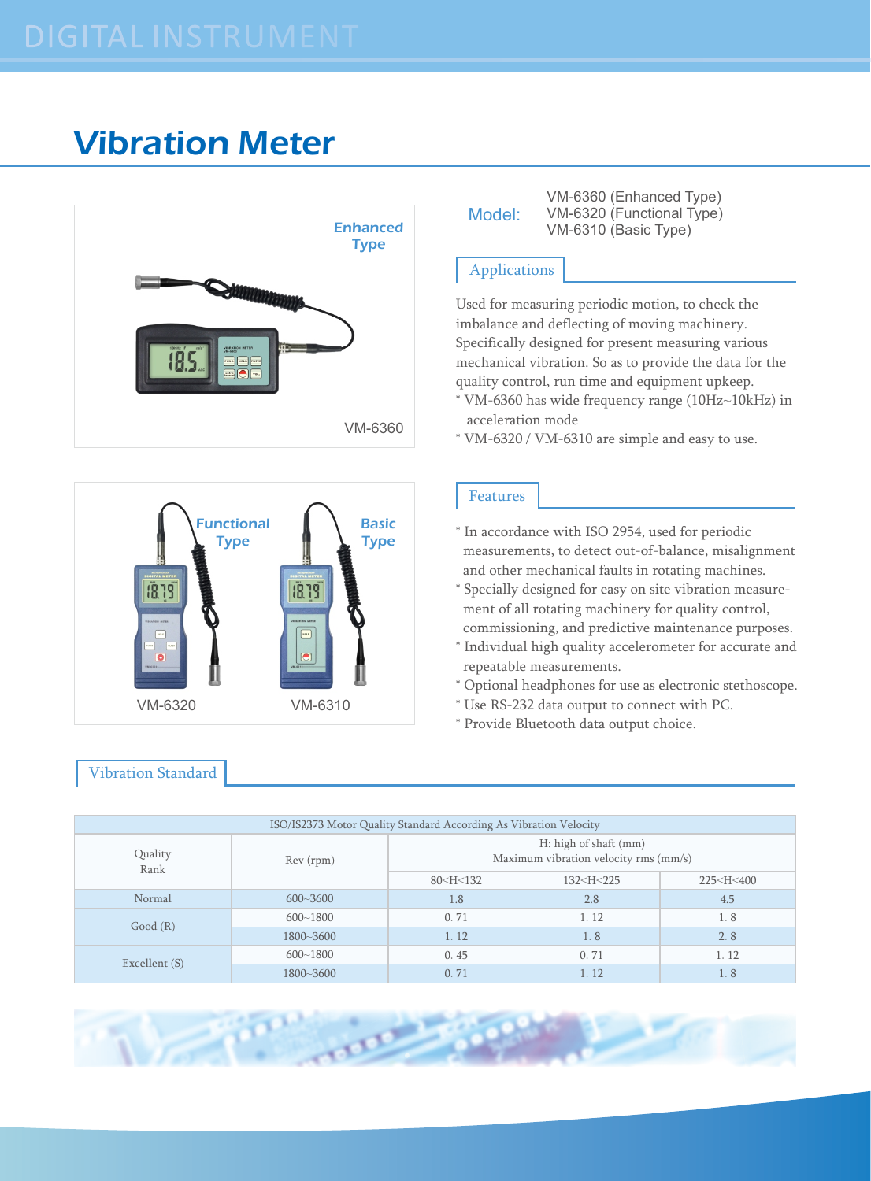# Vibration Meter

Enhanced Type

VM-6360

Functional Type

Basic Type

VM-6320

VM-6310

**Model:** VM-6360 (Enhanced Type)
VM-6320 (Functional Type)
VM-6310 (Basic Type)

## Applications

Used for measuring periodic motion, to check the imbalance and deflecting of moving machinery. Specifically designed for present measuring various mechanical vibration. So as to provide the data for the quality control, run time and equipment upkeep.

* VM-6360 has wide frequency range (10Hz~10kHz) in acceleration mode
* VM-6320 / VM-6310 are simple and easy to use.

## Features

* In accordance with ISO 2954, used for periodic measurements, to detect out-of-balance, misalignment and other mechanical faults in rotating machines.
* Specially designed for easy on site vibration measurement of all rotating machinery for quality control, commissioning, and predictive maintenance purposes.
* Individual high quality accelerometer for accurate and repeatable measurements.
* Optional headphones for use as electronic stethoscope.
* Use RS-232 data output to connect with PC.
* Provide Bluetooth data output choice.

## Vibration Standard

ISO/IS2373 Motor Quality Standard According As Vibration Velocity

| Quality Rank | Rev (rpm) | H: high of shaft (mm) Maximum vibration velocity rms (mm/s) | | |
|---|---|---|---|---|
| | | 80<H<132 | 132<H<225 | 225<H<400 |
| Normal | 600~3600 | 1.8 | 2.8 | 4.5 |
| Good (R) | 600~1800 | 0. 71 | 1. 12 | 1. 8 |
| | 1800~3600 | 1. 12 | 1. 8 | 2. 8 |
| Excellent (S) | 600~1800 | 0. 45 | 0. 71 | 1. 12 |
| | 1800~3600 | 0. 71 | 1. 12 | 1. 8 |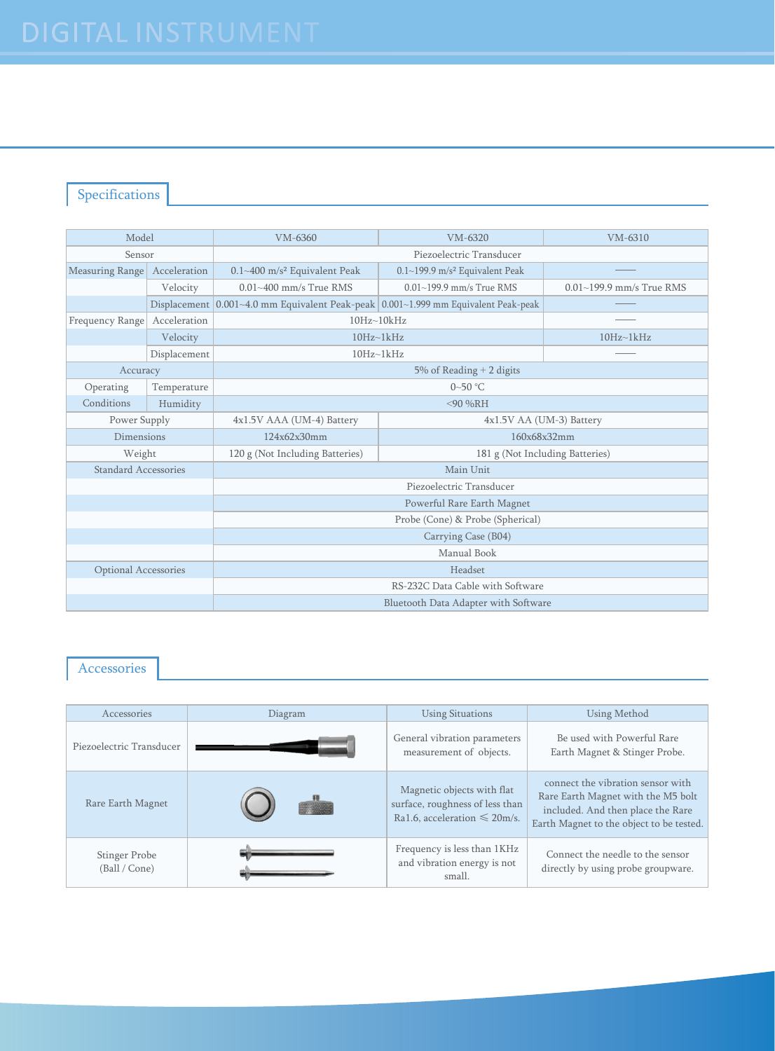# DIGITAL INSTRUMENT

## Specifications

| Model | | VM-6360 | VM-6320 | VM-6310 |
|---|---|---|---|---|
| Sensor | | Piezoelectric Transducer | | |
| Measuring Range | Acceleration | 0.1~400 m/s² Equivalent Peak | 0.1~199.9 m/s² Equivalent Peak | —— |
| | Velocity | 0.01~400 mm/s True RMS | 0.01~199.9 mm/s True RMS | 0.01~199.9 mm/s True RMS |
| | Displacement | 0.001~4.0 mm Equivalent Peak-peak | 0.001~1.999 mm Equivalent Peak-peak | —— |
| Frequency Range | Acceleration | 10Hz~10kHz | | —— |
| | Velocity | 10Hz~1kHz | | 10Hz~1kHz |
| | Displacement | 10Hz~1kHz | | —— |
| Accuracy | | 5% of Reading + 2 digits | | |
| Operating Conditions | Temperature | 0~50 °C | | |
| | Humidity | <90 %RH | | |
| Power Supply | | 4x1.5V AAA (UM-4) Battery | 4x1.5V AA (UM-3) Battery | |
| Dimensions | | 124x62x30mm | 160x68x32mm | |
| Weight | | 120 g (Not Including Batteries) | 181 g (Not Including Batteries) | |
| Standard Accessories | | Main Unit | | |
| | | Piezoelectric Transducer | | |
| | | Powerful Rare Earth Magnet | | |
| | | Probe (Cone) & Probe (Spherical) | | |
| | | Carrying Case (B04) | | |
| | | Manual Book | | |
| Optional Accessories | | Headset | | |
| | | RS-232C Data Cable with Software | | |
| | | Bluetooth Data Adapter with Software | | |

## Accessories

| Accessories | Diagram | Using Situations | Using Method |
|---|---|---|---|
| Piezoelectric Transducer | | General vibration parameters measurement of objects. | Be used with Powerful Rare Earth Magnet & Stinger Probe. |
| Rare Earth Magnet | | Magnetic objects with flat surface, roughness of less than Ra1.6, acceleration ≤ 20m/s. | connect the vibration sensor with Rare Earth Magnet with the M5 bolt included. And then place the Rare Earth Magnet to the object to be tested. |
| Stinger Probe (Ball / Cone) | | Frequency is less than 1KHz and vibration energy is not small. | Connect the needle to the sensor directly by using probe groupware. |